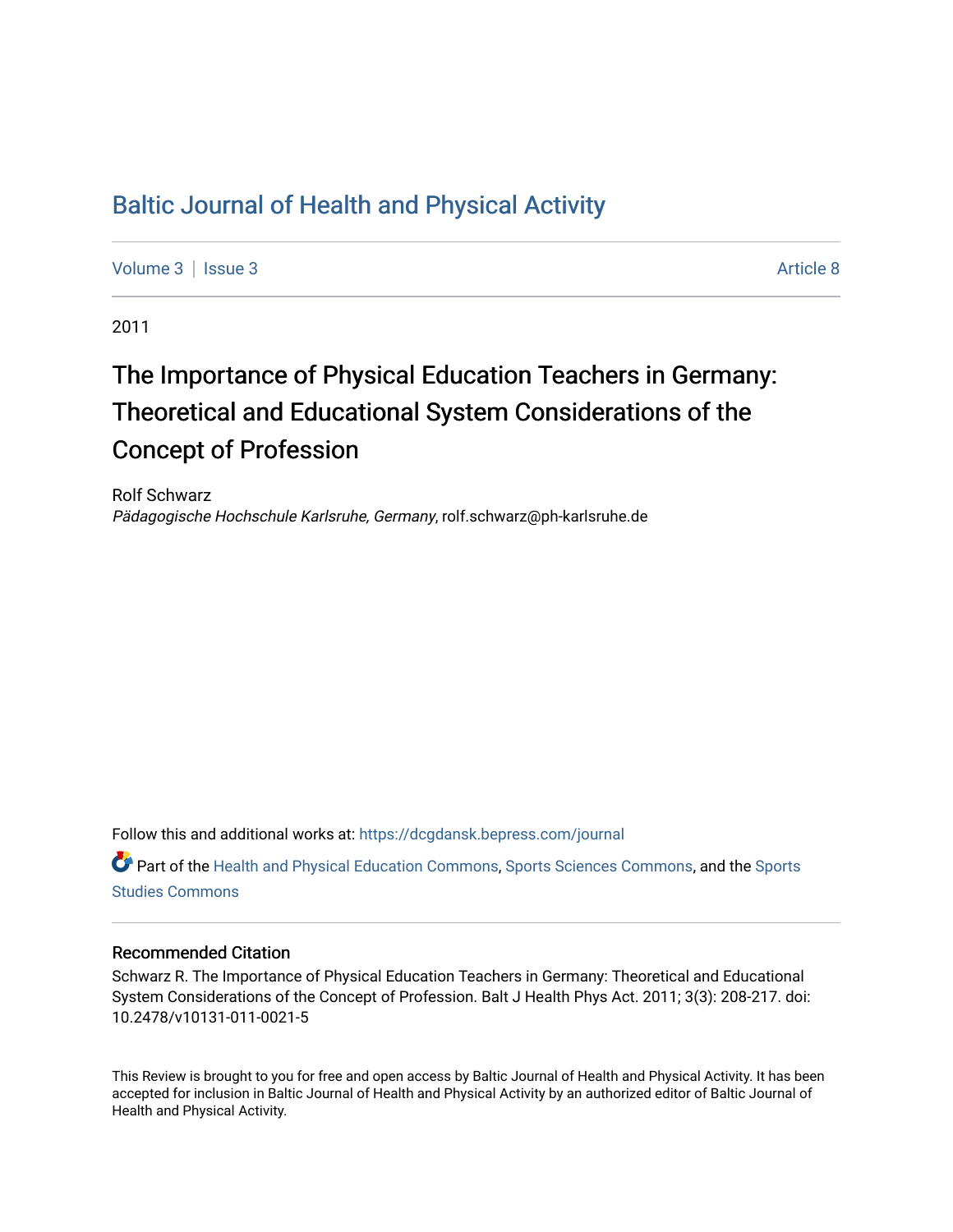# Baltic Journal of Health and Physical Activity

Volume 3 | Issue 3 Article 8

2011

## The Importance of Physical Education Teachers in Germany: Theoretical and Educational System Considerations of the Concept of Profession

Rolf Schwarz
*Pädagogische Hochschule Karlsruhe, Germany*, rolf.schwarz@ph-karlsruhe.de

Follow this and additional works at: https://dcgdansk.bepress.com/journal

Part of the Health and Physical Education Commons, Sports Sciences Commons, and the Sports Studies Commons

### Recommended Citation

Schwarz R. The Importance of Physical Education Teachers in Germany: Theoretical and Educational System Considerations of the Concept of Profession. Balt J Health Phys Act. 2011; 3(3): 208-217. doi: 10.2478/v10131-011-0021-5

This Review is brought to you for free and open access by Baltic Journal of Health and Physical Activity. It has been accepted for inclusion in Baltic Journal of Health and Physical Activity by an authorized editor of Baltic Journal of Health and Physical Activity.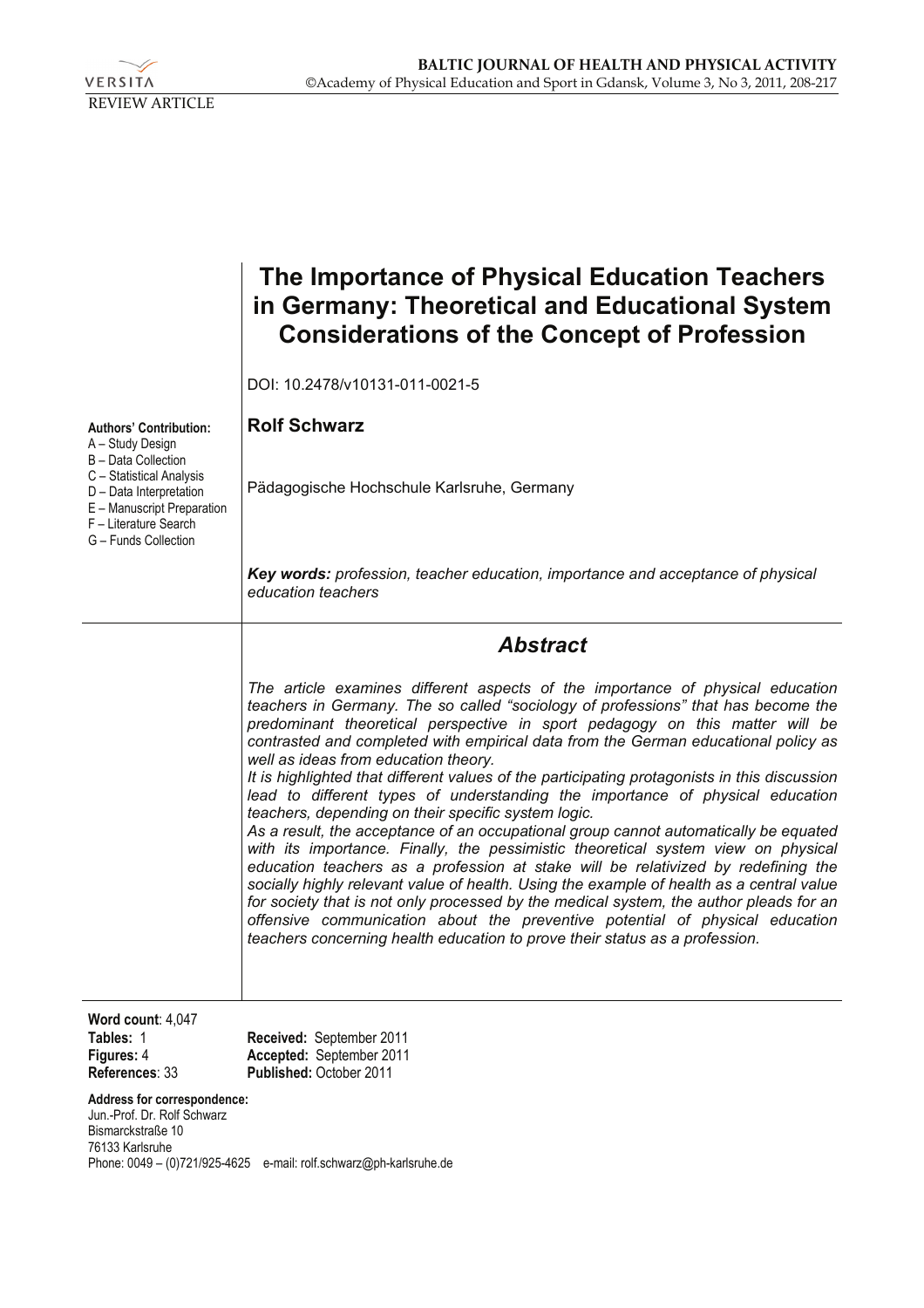VERSITA

REVIEW ARTICLE

# The Importance of Physical Education Teachers in Germany: Theoretical and Educational System Considerations of the Concept of Profession

DOI: 10.2478/v10131-011-0021-5

**Authors' Contribution:**
A – Study Design
B – Data Collection
C – Statistical Analysis
D – Data Interpretation
E – Manuscript Preparation
F – Literature Search
G – Funds Collection

**Rolf Schwarz**

Pädagogische Hochschule Karlsruhe, Germany

***Key words:*** *profession, teacher education, importance and acceptance of physical education teachers*

## *Abstract*

*The article examines different aspects of the importance of physical education teachers in Germany. The so called "sociology of professions" that has become the predominant theoretical perspective in sport pedagogy on this matter will be contrasted and completed with empirical data from the German educational policy as well as ideas from education theory.*

*It is highlighted that different values of the participating protagonists in this discussion lead to different types of understanding the importance of physical education teachers, depending on their specific system logic.*

*As a result, the acceptance of an occupational group cannot automatically be equated with its importance. Finally, the pessimistic theoretical system view on physical education teachers as a profession at stake will be relativized by redefining the socially highly relevant value of health. Using the example of health as a central value for society that is not only processed by the medical system, the author pleads for an offensive communication about the preventive potential of physical education teachers concerning health education to prove their status as a profession.*

**Word count**: 4,047
**Tables:** 1
**Figures:** 4
**References**: 33

**Received:** September 2011
**Accepted:** September 2011
**Published:** October 2011

**Address for correspondence:**
Jun.-Prof. Dr. Rolf Schwarz
Bismarckstraße 10
76133 Karlsruhe
Phone: 0049 – (0)721/925-4625 e-mail: rolf.schwarz@ph-karlsruhe.de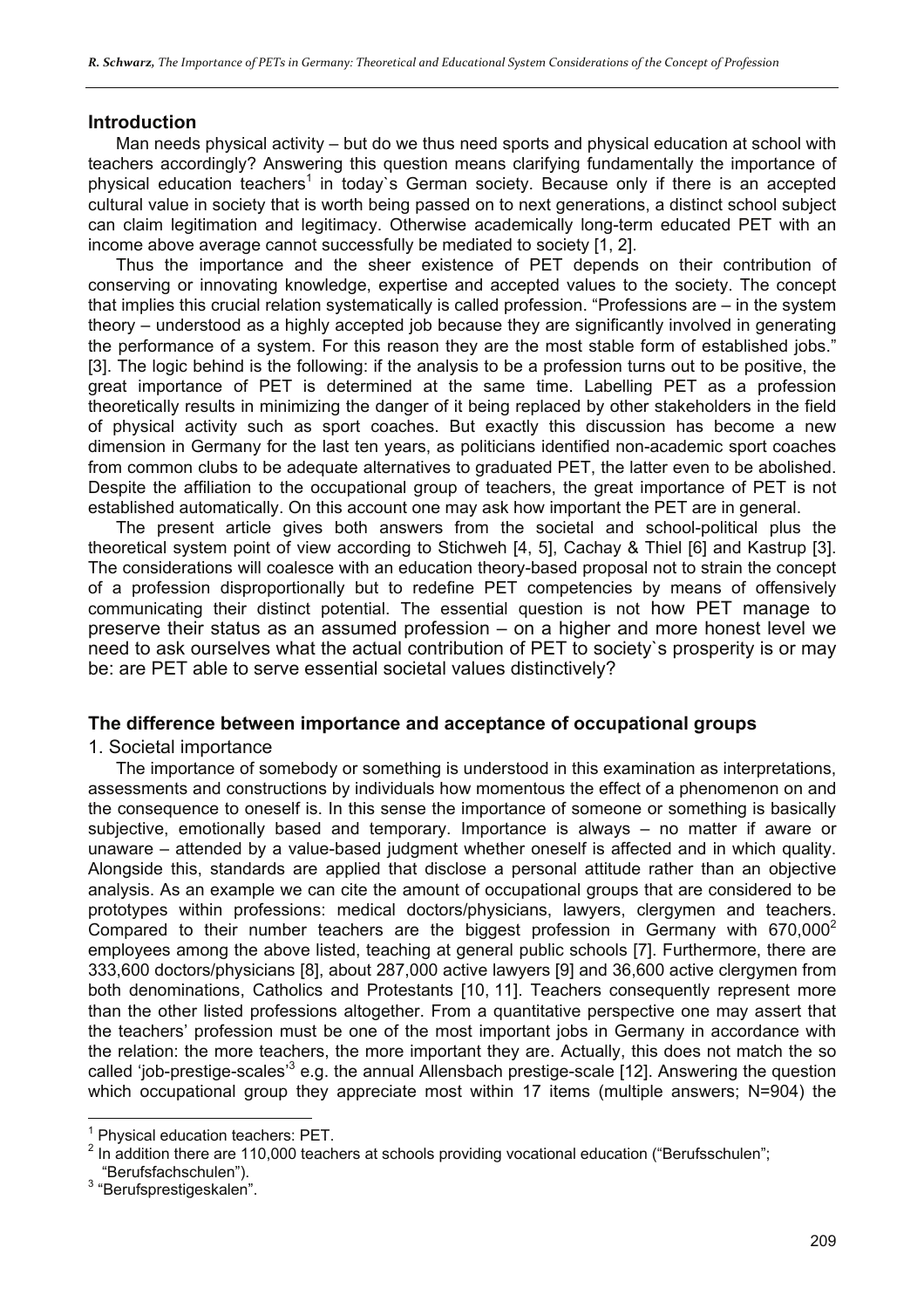## Introduction

Man needs physical activity – but do we thus need sports and physical education at school with teachers accordingly? Answering this question means clarifying fundamentally the importance of physical education teachers[1] in today`s German society. Because only if there is an accepted cultural value in society that is worth being passed on to next generations, a distinct school subject can claim legitimation and legitimacy. Otherwise academically long-term educated PET with an income above average cannot successfully be mediated to society [1, 2].

Thus the importance and the sheer existence of PET depends on their contribution of conserving or innovating knowledge, expertise and accepted values to the society. The concept that implies this crucial relation systematically is called profession. "Professions are – in the system theory – understood as a highly accepted job because they are significantly involved in generating the performance of a system. For this reason they are the most stable form of established jobs." [3]. The logic behind is the following: if the analysis to be a profession turns out to be positive, the great importance of PET is determined at the same time. Labelling PET as a profession theoretically results in minimizing the danger of it being replaced by other stakeholders in the field of physical activity such as sport coaches. But exactly this discussion has become a new dimension in Germany for the last ten years, as politicians identified non-academic sport coaches from common clubs to be adequate alternatives to graduated PET, the latter even to be abolished. Despite the affiliation to the occupational group of teachers, the great importance of PET is not established automatically. On this account one may ask how important the PET are in general.

The present article gives both answers from the societal and school-political plus the theoretical system point of view according to Stichweh [4, 5], Cachay & Thiel [6] and Kastrup [3]. The considerations will coalesce with an education theory-based proposal not to strain the concept of a profession disproportionally but to redefine PET competencies by means of offensively communicating their distinct potential. The essential question is not how PET manage to preserve their status as an assumed profession – on a higher and more honest level we need to ask ourselves what the actual contribution of PET to society`s prosperity is or may be: are PET able to serve essential societal values distinctively?

## The difference between importance and acceptance of occupational groups

### 1. Societal importance

The importance of somebody or something is understood in this examination as interpretations, assessments and constructions by individuals how momentous the effect of a phenomenon on and the consequence to oneself is. In this sense the importance of someone or something is basically subjective, emotionally based and temporary. Importance is always – no matter if aware or unaware – attended by a value-based judgment whether oneself is affected and in which quality. Alongside this, standards are applied that disclose a personal attitude rather than an objective analysis. As an example we can cite the amount of occupational groups that are considered to be prototypes within professions: medical doctors/physicians, lawyers, clergymen and teachers. Compared to their number teachers are the biggest profession in Germany with 670,000[2] employees among the above listed, teaching at general public schools [7]. Furthermore, there are 333,600 doctors/physicians [8], about 287,000 active lawyers [9] and 36,600 active clergymen from both denominations, Catholics and Protestants [10, 11]. Teachers consequently represent more than the other listed professions altogether. From a quantitative perspective one may assert that the teachers' profession must be one of the most important jobs in Germany in accordance with the relation: the more teachers, the more important they are. Actually, this does not match the so called 'job-prestige-scales'[3] e.g. the annual Allensbach prestige-scale [12]. Answering the question which occupational group they appreciate most within 17 items (multiple answers; N=904) the

---

[1] Physical education teachers: PET.

[2] In addition there are 110,000 teachers at schools providing vocational education ("Berufsschulen"; "Berufsfachschulen").

[3] "Berufsprestigeskalen".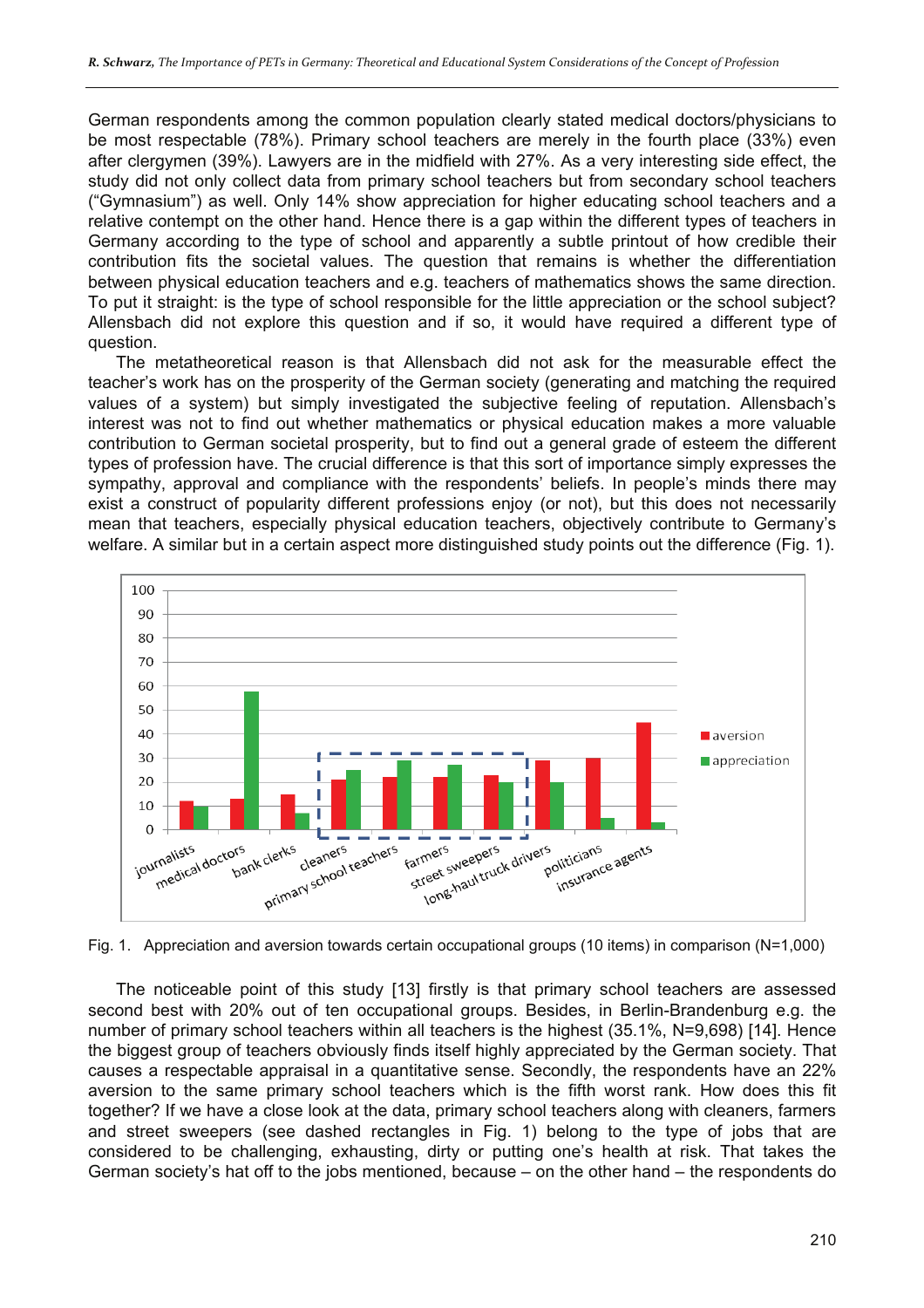German respondents among the common population clearly stated medical doctors/physicians to be most respectable (78%). Primary school teachers are merely in the fourth place (33%) even after clergymen (39%). Lawyers are in the midfield with 27%. As a very interesting side effect, the study did not only collect data from primary school teachers but from secondary school teachers ("Gymnasium") as well. Only 14% show appreciation for higher educating school teachers and a relative contempt on the other hand. Hence there is a gap within the different types of teachers in Germany according to the type of school and apparently a subtle printout of how credible their contribution fits the societal values. The question that remains is whether the differentiation between physical education teachers and e.g. teachers of mathematics shows the same direction. To put it straight: is the type of school responsible for the little appreciation or the school subject? Allensbach did not explore this question and if so, it would have required a different type of question.

The metatheoretical reason is that Allensbach did not ask for the measurable effect the teacher's work has on the prosperity of the German society (generating and matching the required values of a system) but simply investigated the subjective feeling of reputation. Allensbach's interest was not to find out whether mathematics or physical education makes a more valuable contribution to German societal prosperity, but to find out a general grade of esteem the different types of profession have. The crucial difference is that this sort of importance simply expresses the sympathy, approval and compliance with the respondents' beliefs. In people's minds there may exist a construct of popularity different professions enjoy (or not), but this does not necessarily mean that teachers, especially physical education teachers, objectively contribute to Germany's welfare. A similar but in a certain aspect more distinguished study points out the difference (Fig. 1).

Fig. 1. Appreciation and aversion towards certain occupational groups (10 items) in comparison (N=1,000)

The noticeable point of this study [13] firstly is that primary school teachers are assessed second best with 20% out of ten occupational groups. Besides, in Berlin-Brandenburg e.g. the number of primary school teachers within all teachers is the highest (35.1%, N=9,698) [14]. Hence the biggest group of teachers obviously finds itself highly appreciated by the German society. That causes a respectable appraisal in a quantitative sense. Secondly, the respondents have an 22% aversion to the same primary school teachers which is the fifth worst rank. How does this fit together? If we have a close look at the data, primary school teachers along with cleaners, farmers and street sweepers (see dashed rectangles in Fig. 1) belong to the type of jobs that are considered to be challenging, exhausting, dirty or putting one's health at risk. That takes the German society's hat off to the jobs mentioned, because – on the other hand – the respondents do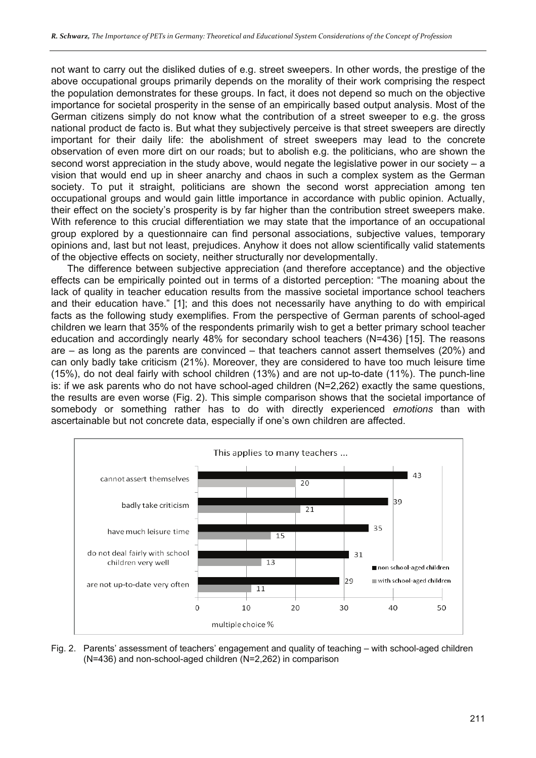not want to carry out the disliked duties of e.g. street sweepers. In other words, the prestige of the above occupational groups primarily depends on the morality of their work comprising the respect the population demonstrates for these groups. In fact, it does not depend so much on the objective importance for societal prosperity in the sense of an empirically based output analysis. Most of the German citizens simply do not know what the contribution of a street sweeper to e.g. the gross national product de facto is. But what they subjectively perceive is that street sweepers are directly important for their daily life: the abolishment of street sweepers may lead to the concrete observation of even more dirt on our roads; but to abolish e.g. the politicians, who are shown the second worst appreciation in the study above, would negate the legislative power in our society – a vision that would end up in sheer anarchy and chaos in such a complex system as the German society. To put it straight, politicians are shown the second worst appreciation among ten occupational groups and would gain little importance in accordance with public opinion. Actually, their effect on the society's prosperity is by far higher than the contribution street sweepers make. With reference to this crucial differentiation we may state that the importance of an occupational group explored by a questionnaire can find personal associations, subjective values, temporary opinions and, last but not least, prejudices. Anyhow it does not allow scientifically valid statements of the objective effects on society, neither structurally nor developmentally.

The difference between subjective appreciation (and therefore acceptance) and the objective effects can be empirically pointed out in terms of a distorted perception: "The moaning about the lack of quality in teacher education results from the massive societal importance school teachers and their education have." [1]; and this does not necessarily have anything to do with empirical facts as the following study exemplifies. From the perspective of German parents of school-aged children we learn that 35% of the respondents primarily wish to get a better primary school teacher education and accordingly nearly 48% for secondary school teachers (N=436) [15]. The reasons are – as long as the parents are convinced – that teachers cannot assert themselves (20%) and can only badly take criticism (21%). Moreover, they are considered to have too much leisure time (15%), do not deal fairly with school children (13%) and are not up-to-date (11%). The punch-line is: if we ask parents who do not have school-aged children (N=2,262) exactly the same questions, the results are even worse (Fig. 2). This simple comparison shows that the societal importance of somebody or something rather has to do with directly experienced *emotions* than with ascertainable but not concrete data, especially if one's own children are affected.

This applies to many teachers ...

| | non school-aged children | with school-aged children |
|---|---|---|
| cannot assert themselves | 43 | 20 |
| badly take criticism | 39 | 21 |
| have much leisure time | 35 | 15 |
| do not deal fairly with school children very well | 31 | 13 |
| are not up-to-date very often | 29 | 11 |

multiple choice %

Fig. 2. Parents' assessment of teachers' engagement and quality of teaching – with school-aged children (N=436) and non-school-aged children (N=2,262) in comparison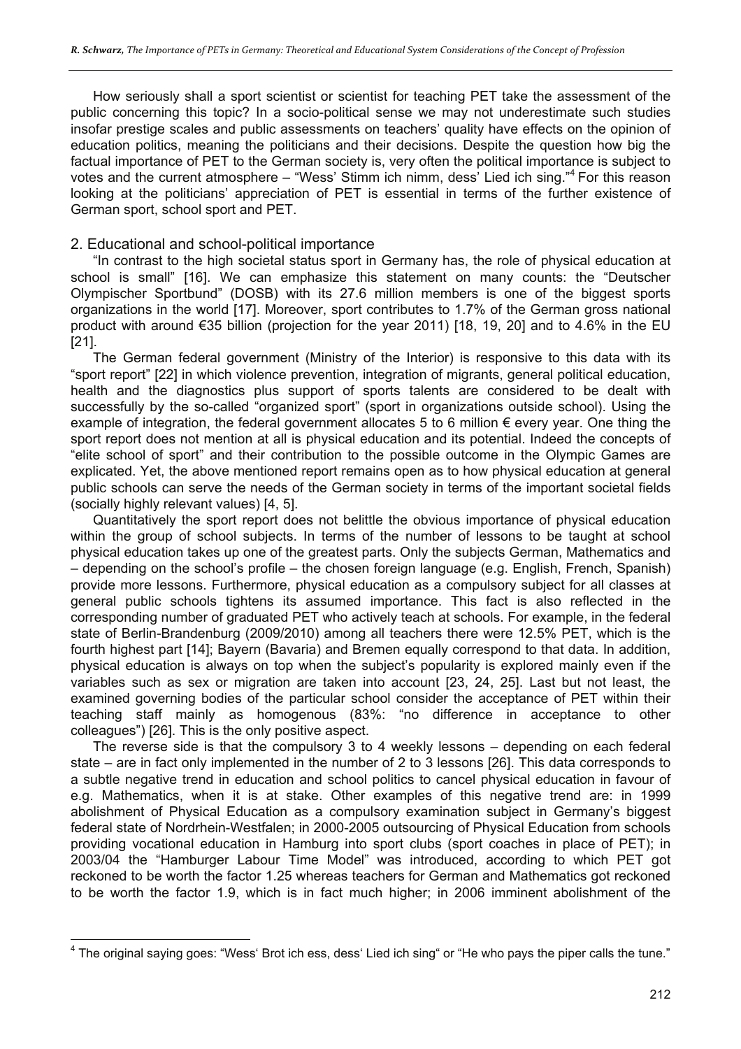How seriously shall a sport scientist or scientist for teaching PET take the assessment of the public concerning this topic? In a socio-political sense we may not underestimate such studies insofar prestige scales and public assessments on teachers' quality have effects on the opinion of education politics, meaning the politicians and their decisions. Despite the question how big the factual importance of PET to the German society is, very often the political importance is subject to votes and the current atmosphere – "Wess' Stimm ich nimm, dess' Lied ich sing."[4] For this reason looking at the politicians' appreciation of PET is essential in terms of the further existence of German sport, school sport and PET.

## 2. Educational and school-political importance

"In contrast to the high societal status sport in Germany has, the role of physical education at school is small" [16]. We can emphasize this statement on many counts: the "Deutscher Olympischer Sportbund" (DOSB) with its 27.6 million members is one of the biggest sports organizations in the world [17]. Moreover, sport contributes to 1.7% of the German gross national product with around €35 billion (projection for the year 2011) [18, 19, 20] and to 4.6% in the EU [21].

The German federal government (Ministry of the Interior) is responsive to this data with its "sport report" [22] in which violence prevention, integration of migrants, general political education, health and the diagnostics plus support of sports talents are considered to be dealt with successfully by the so-called "organized sport" (sport in organizations outside school). Using the example of integration, the federal government allocates 5 to 6 million € every year. One thing the sport report does not mention at all is physical education and its potential. Indeed the concepts of "elite school of sport" and their contribution to the possible outcome in the Olympic Games are explicated. Yet, the above mentioned report remains open as to how physical education at general public schools can serve the needs of the German society in terms of the important societal fields (socially highly relevant values) [4, 5].

Quantitatively the sport report does not belittle the obvious importance of physical education within the group of school subjects. In terms of the number of lessons to be taught at school physical education takes up one of the greatest parts. Only the subjects German, Mathematics and – depending on the school's profile – the chosen foreign language (e.g. English, French, Spanish) provide more lessons. Furthermore, physical education as a compulsory subject for all classes at general public schools tightens its assumed importance. This fact is also reflected in the corresponding number of graduated PET who actively teach at schools. For example, in the federal state of Berlin-Brandenburg (2009/2010) among all teachers there were 12.5% PET, which is the fourth highest part [14]; Bayern (Bavaria) and Bremen equally correspond to that data. In addition, physical education is always on top when the subject's popularity is explored mainly even if the variables such as sex or migration are taken into account [23, 24, 25]. Last but not least, the examined governing bodies of the particular school consider the acceptance of PET within their teaching staff mainly as homogenous (83%: "no difference in acceptance to other colleagues") [26]. This is the only positive aspect.

The reverse side is that the compulsory 3 to 4 weekly lessons – depending on each federal state – are in fact only implemented in the number of 2 to 3 lessons [26]. This data corresponds to a subtle negative trend in education and school politics to cancel physical education in favour of e.g. Mathematics, when it is at stake. Other examples of this negative trend are: in 1999 abolishment of Physical Education as a compulsory examination subject in Germany's biggest federal state of Nordrhein-Westfalen; in 2000-2005 outsourcing of Physical Education from schools providing vocational education in Hamburg into sport clubs (sport coaches in place of PET); in 2003/04 the "Hamburger Labour Time Model" was introduced, according to which PET got reckoned to be worth the factor 1.25 whereas teachers for German and Mathematics got reckoned to be worth the factor 1.9, which is in fact much higher; in 2006 imminent abolishment of the

[4] The original saying goes: "Wess' Brot ich ess, dess' Lied ich sing" or "He who pays the piper calls the tune."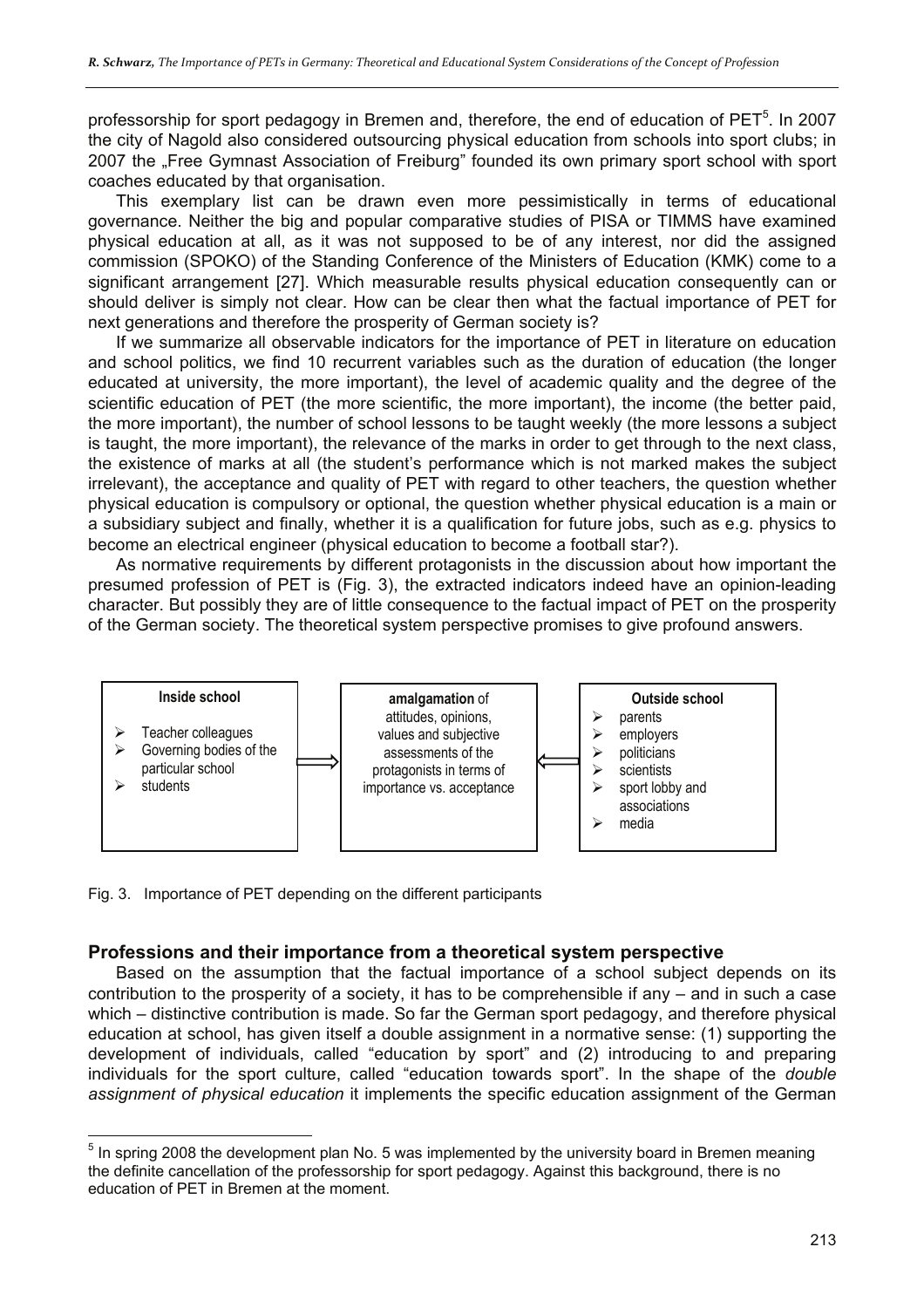professorship for sport pedagogy in Bremen and, therefore, the end of education of PET[5]. In 2007 the city of Nagold also considered outsourcing physical education from schools into sport clubs; in 2007 the „Free Gymnast Association of Freiburg" founded its own primary sport school with sport coaches educated by that organisation.

This exemplary list can be drawn even more pessimistically in terms of educational governance. Neither the big and popular comparative studies of PISA or TIMMS have examined physical education at all, as it was not supposed to be of any interest, nor did the assigned commission (SPOKO) of the Standing Conference of the Ministers of Education (KMK) come to a significant arrangement [27]. Which measurable results physical education consequently can or should deliver is simply not clear. How can be clear then what the factual importance of PET for next generations and therefore the prosperity of German society is?

If we summarize all observable indicators for the importance of PET in literature on education and school politics, we find 10 recurrent variables such as the duration of education (the longer educated at university, the more important), the level of academic quality and the degree of the scientific education of PET (the more scientific, the more important), the income (the better paid, the more important), the number of school lessons to be taught weekly (the more lessons a subject is taught, the more important), the relevance of the marks in order to get through to the next class, the existence of marks at all (the student's performance which is not marked makes the subject irrelevant), the acceptance and quality of PET with regard to other teachers, the question whether physical education is compulsory or optional, the question whether physical education is a main or a subsidiary subject and finally, whether it is a qualification for future jobs, such as e.g. physics to become an electrical engineer (physical education to become a football star?).

As normative requirements by different protagonists in the discussion about how important the presumed profession of PET is (Fig. 3), the extracted indicators indeed have an opinion-leading character. But possibly they are of little consequence to the factual impact of PET on the prosperity of the German society. The theoretical system perspective promises to give profound answers.

| **Inside school** | | **amalgamation** of attitudes, opinions, values and subjective assessments of the protagonists in terms of importance vs. acceptance | | **Outside school** |
|---|---|---|---|---|
| - Teacher colleagues<br>- Governing bodies of the particular school<br>- students | ⟹ | | ⟸ | - parents<br>- employers<br>- politicians<br>- scientists<br>- sport lobby and associations<br>- media |

Fig. 3. Importance of PET depending on the different participants

## Professions and their importance from a theoretical system perspective

Based on the assumption that the factual importance of a school subject depends on its contribution to the prosperity of a society, it has to be comprehensible if any – and in such a case which – distinctive contribution is made. So far the German sport pedagogy, and therefore physical education at school, has given itself a double assignment in a normative sense: (1) supporting the development of individuals, called "education by sport" and (2) introducing to and preparing individuals for the sport culture, called "education towards sport". In the shape of the *double assignment of physical education* it implements the specific education assignment of the German

[5] In spring 2008 the development plan No. 5 was implemented by the university board in Bremen meaning the definite cancellation of the professorship for sport pedagogy. Against this background, there is no education of PET in Bremen at the moment.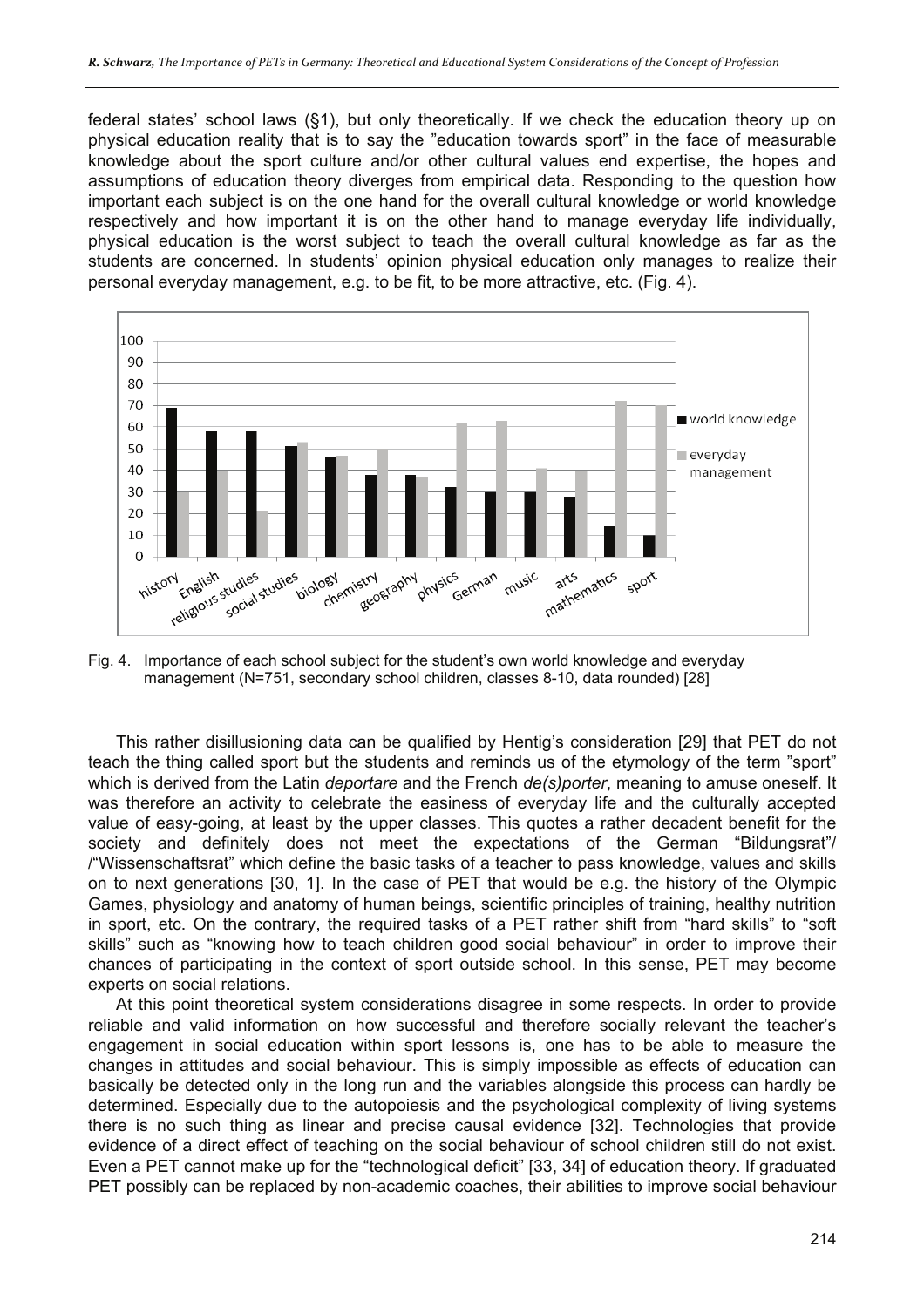federal states' school laws (§1), but only theoretically. If we check the education theory up on physical education reality that is to say the "education towards sport" in the face of measurable knowledge about the sport culture and/or other cultural values end expertise, the hopes and assumptions of education theory diverges from empirical data. Responding to the question how important each subject is on the one hand for the overall cultural knowledge or world knowledge respectively and how important it is on the other hand to manage everyday life individually, physical education is the worst subject to teach the overall cultural knowledge as far as the students are concerned. In students' opinion physical education only manages to realize their personal everyday management, e.g. to be fit, to be more attractive, etc. (Fig. 4).

Fig. 4. Importance of each school subject for the student's own world knowledge and everyday management (N=751, secondary school children, classes 8-10, data rounded) [28]

This rather disillusioning data can be qualified by Hentig's consideration [29] that PET do not teach the thing called sport but the students and reminds us of the etymology of the term "sport" which is derived from the Latin *deportare* and the French *de(s)porter*, meaning to amuse oneself. It was therefore an activity to celebrate the easiness of everyday life and the culturally accepted value of easy-going, at least by the upper classes. This quotes a rather decadent benefit for the society and definitely does not meet the expectations of the German "Bildungsrat"/ /"Wissenschaftsrat" which define the basic tasks of a teacher to pass knowledge, values and skills on to next generations [30, 1]. In the case of PET that would be e.g. the history of the Olympic Games, physiology and anatomy of human beings, scientific principles of training, healthy nutrition in sport, etc. On the contrary, the required tasks of a PET rather shift from "hard skills" to "soft skills" such as "knowing how to teach children good social behaviour" in order to improve their chances of participating in the context of sport outside school. In this sense, PET may become experts on social relations.

At this point theoretical system considerations disagree in some respects. In order to provide reliable and valid information on how successful and therefore socially relevant the teacher's engagement in social education within sport lessons is, one has to be able to measure the changes in attitudes and social behaviour. This is simply impossible as effects of education can basically be detected only in the long run and the variables alongside this process can hardly be determined. Especially due to the autopoiesis and the psychological complexity of living systems there is no such thing as linear and precise causal evidence [32]. Technologies that provide evidence of a direct effect of teaching on the social behaviour of school children still do not exist. Even a PET cannot make up for the "technological deficit" [33, 34] of education theory. If graduated PET possibly can be replaced by non-academic coaches, their abilities to improve social behaviour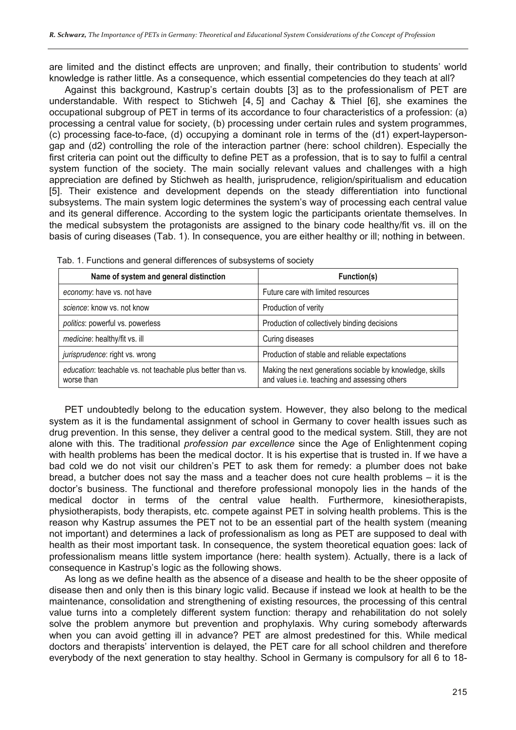are limited and the distinct effects are unproven; and finally, their contribution to students' world knowledge is rather little. As a consequence, which essential competencies do they teach at all?

Against this background, Kastrup's certain doubts [3] as to the professionalism of PET are understandable. With respect to Stichweh [4, 5] and Cachay & Thiel [6], she examines the occupational subgroup of PET in terms of its accordance to four characteristics of a profession: (a) processing a central value for society, (b) processing under certain rules and system programmes, (c) processing face-to-face, (d) occupying a dominant role in terms of the (d1) expert-layperson-gap and (d2) controlling the role of the interaction partner (here: school children). Especially the first criteria can point out the difficulty to define PET as a profession, that is to say to fulfil a central system function of the society. The main socially relevant values and challenges with a high appreciation are defined by Stichweh as health, jurisprudence, religion/spiritualism and education [5]. Their existence and development depends on the steady differentiation into functional subsystems. The main system logic determines the system's way of processing each central value and its general difference. According to the system logic the participants orientate themselves. In the medical subsystem the protagonists are assigned to the binary code healthy/fit vs. ill on the basis of curing diseases (Tab. 1). In consequence, you are either healthy or ill; nothing in between.

Tab. 1. Functions and general differences of subsystems of society

| Name of system and general distinction | Function(s) |
|---|---|
| *economy*: have vs. not have | Future care with limited resources |
| *science*: know vs. not know | Production of verity |
| *politics*: powerful vs. powerless | Production of collectively binding decisions |
| *medicine*: healthy/fit vs. ill | Curing diseases |
| *jurisprudence*: right vs. wrong | Production of stable and reliable expectations |
| *education*: teachable vs. not teachable plus better than vs. worse than | Making the next generations sociable by knowledge, skills and values i.e. teaching and assessing others |

PET undoubtedly belong to the education system. However, they also belong to the medical system as it is the fundamental assignment of school in Germany to cover health issues such as drug prevention. In this sense, they deliver a central good to the medical system. Still, they are not alone with this. The traditional *profession par excellence* since the Age of Enlightenment coping with health problems has been the medical doctor. It is his expertise that is trusted in. If we have a bad cold we do not visit our children's PET to ask them for remedy: a plumber does not bake bread, a butcher does not say the mass and a teacher does not cure health problems – it is the doctor's business. The functional and therefore professional monopoly lies in the hands of the medical doctor in terms of the central value health. Furthermore, kinesiotherapists, physiotherapists, body therapists, etc. compete against PET in solving health problems. This is the reason why Kastrup assumes the PET not to be an essential part of the health system (meaning not important) and determines a lack of professionalism as long as PET are supposed to deal with health as their most important task. In consequence, the system theoretical equation goes: lack of professionalism means little system importance (here: health system). Actually, there is a lack of consequence in Kastrup's logic as the following shows.

As long as we define health as the absence of a disease and health to be the sheer opposite of disease then and only then is this binary logic valid. Because if instead we look at health to be the maintenance, consolidation and strengthening of existing resources, the processing of this central value turns into a completely different system function: therapy and rehabilitation do not solely solve the problem anymore but prevention and prophylaxis. Why curing somebody afterwards when you can avoid getting ill in advance? PET are almost predestined for this. While medical doctors and therapists' intervention is delayed, the PET care for all school children and therefore everybody of the next generation to stay healthy. School in Germany is compulsory for all 6 to 18-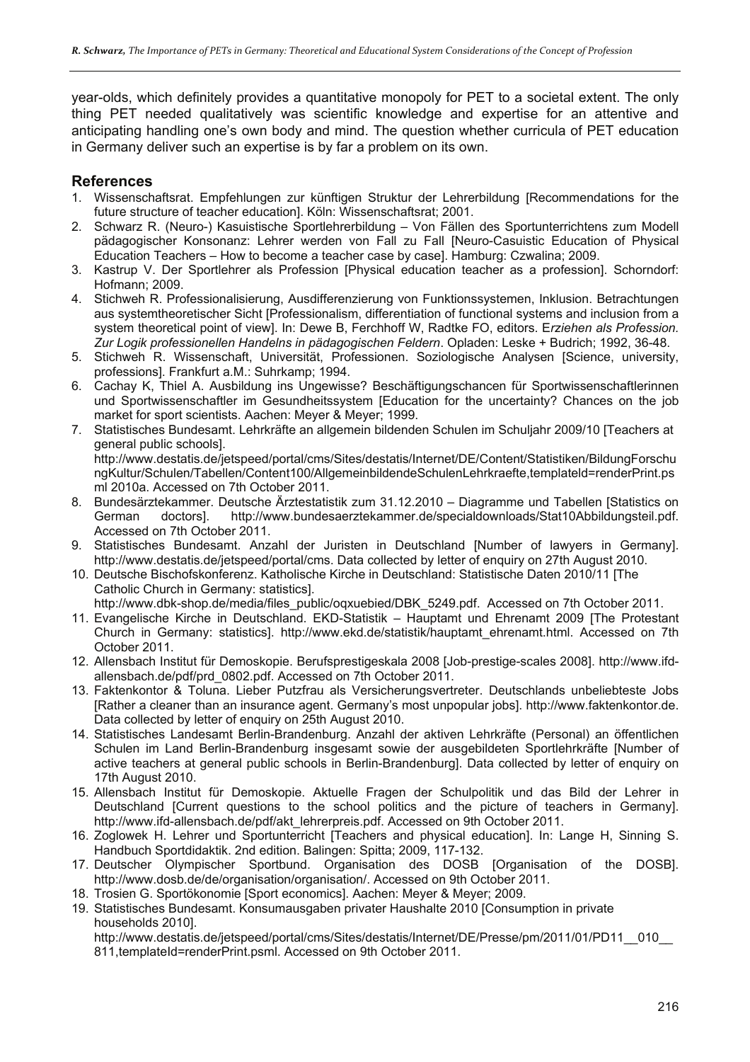year-olds, which definitely provides a quantitative monopoly for PET to a societal extent. The only thing PET needed qualitatively was scientific knowledge and expertise for an attentive and anticipating handling one's own body and mind. The question whether curricula of PET education in Germany deliver such an expertise is by far a problem on its own.

## References

1. Wissenschaftsrat. Empfehlungen zur künftigen Struktur der Lehrerbildung [Recommendations for the future structure of teacher education]. Köln: Wissenschaftsrat; 2001.
2. Schwarz R. (Neuro-) Kasuistische Sportlehrerbildung – Von Fällen des Sportunterrichtens zum Modell pädagogischer Konsonanz: Lehrer werden von Fall zu Fall [Neuro-Casuistic Education of Physical Education Teachers – How to become a teacher case by case]. Hamburg: Czwalina; 2009.
3. Kastrup V. Der Sportlehrer als Profession [Physical education teacher as a profession]. Schorndorf: Hofmann; 2009.
4. Stichweh R. Professionalisierung, Ausdifferenzierung von Funktionssystemen, Inklusion. Betrachtungen aus systemtheoretischer Sicht [Professionalism, differentiation of functional systems and inclusion from a system theoretical point of view]. In: Dewe B, Ferchhoff W, Radtke FO, editors. E*rziehen als Profession. Zur Logik professionellen Handelns in pädagogischen Feldern*. Opladen: Leske + Budrich; 1992, 36-48.
5. Stichweh R. Wissenschaft, Universität, Professionen. Soziologische Analysen [Science, university, professions]. Frankfurt a.M.: Suhrkamp; 1994.
6. Cachay K, Thiel A. Ausbildung ins Ungewisse? Beschäftigungschancen für Sportwissenschaftlerinnen und Sportwissenschaftler im Gesundheitssystem [Education for the uncertainty? Chances on the job market for sport scientists. Aachen: Meyer & Meyer; 1999.
7. Statistisches Bundesamt. Lehrkräfte an allgemein bildenden Schulen im Schuljahr 2009/10 [Teachers at general public schools]. http://www.destatis.de/jetspeed/portal/cms/Sites/destatis/Internet/DE/Content/Statistiken/BildungForschungKultur/Schulen/Tabellen/Content100/AllgemeinbildendeSchulenLehrkraefte,templateId=renderPrint.psml 2010a. Accessed on 7th October 2011.
8. Bundesärztekammer. Deutsche Ärztestatistik zum 31.12.2010 – Diagramme und Tabellen [Statistics on German doctors]. http://www.bundesaerztekammer.de/specialdownloads/Stat10Abbildungsteil.pdf. Accessed on 7th October 2011.
9. Statistisches Bundesamt. Anzahl der Juristen in Deutschland [Number of lawyers in Germany]. http://www.destatis.de/jetspeed/portal/cms. Data collected by letter of enquiry on 27th August 2010.
10. Deutsche Bischofskonferenz. Katholische Kirche in Deutschland: Statistische Daten 2010/11 [The Catholic Church in Germany: statistics]. http://www.dbk-shop.de/media/files_public/oqxuebied/DBK_5249.pdf. Accessed on 7th October 2011.
11. Evangelische Kirche in Deutschland. EKD-Statistik – Hauptamt und Ehrenamt 2009 [The Protestant Church in Germany: statistics]. http://www.ekd.de/statistik/hauptamt_ehrenamt.html. Accessed on 7th October 2011.
12. Allensbach Institut für Demoskopie. Berufsprestigeskala 2008 [Job-prestige-scales 2008]. http://www.ifd-allensbach.de/pdf/prd_0802.pdf. Accessed on 7th October 2011.
13. Faktenkontor & Toluna. Lieber Putzfrau als Versicherungsvertreter. Deutschlands unbeliebteste Jobs [Rather a cleaner than an insurance agent. Germany's most unpopular jobs]. http://www.faktenkontor.de. Data collected by letter of enquiry on 25th August 2010.
14. Statistisches Landesamt Berlin-Brandenburg. Anzahl der aktiven Lehrkräfte (Personal) an öffentlichen Schulen im Land Berlin-Brandenburg insgesamt sowie der ausgebildeten Sportlehrkräfte [Number of active teachers at general public schools in Berlin-Brandenburg]. Data collected by letter of enquiry on 17th August 2010.
15. Allensbach Institut für Demoskopie. Aktuelle Fragen der Schulpolitik und das Bild der Lehrer in Deutschland [Current questions to the school politics and the picture of teachers in Germany]. http://www.ifd-allensbach.de/pdf/akt_lehrerpreis.pdf. Accessed on 9th October 2011.
16. Zoglowek H. Lehrer und Sportunterricht [Teachers and physical education]. In: Lange H, Sinning S. Handbuch Sportdidaktik. 2nd edition. Balingen: Spitta; 2009, 117-132.
17. Deutscher Olympischer Sportbund. Organisation des DOSB [Organisation of the DOSB]. http://www.dosb.de/de/organisation/organisation/. Accessed on 9th October 2011.
18. Trosien G. Sportökonomie [Sport economics]. Aachen: Meyer & Meyer; 2009.
19. Statistisches Bundesamt. Konsumausgaben privater Haushalte 2010 [Consumption in private households 2010]. http://www.destatis.de/jetspeed/portal/cms/Sites/destatis/Internet/DE/Presse/pm/2011/01/PD11__010__811,templateId=renderPrint.psml. Accessed on 9th October 2011.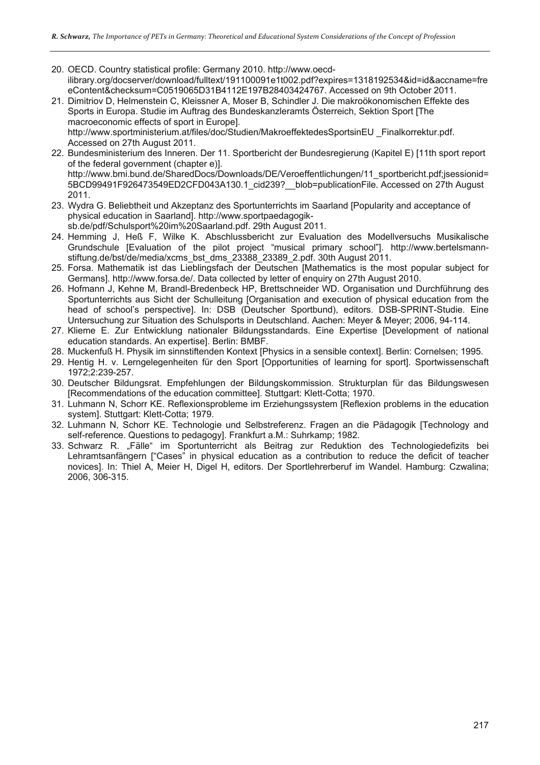20. OECD. Country statistical profile: Germany 2010. http://www.oecd-ilibrary.org/docserver/download/fulltext/191100091e1t002.pdf?expires=1318192534&id=id&accname=freeContent&checksum=C0519065D31B4112E197B28403424767. Accessed on 9th October 2011.
21. Dimitriov D, Helmenstein C, Kleissner A, Moser B, Schindler J. Die makroökonomischen Effekte des Sports in Europa. Studie im Auftrag des Bundeskanzleramts Österreich, Sektion Sport [The macroeconomic effects of sport in Europe]. http://www.sportministerium.at/files/doc/Studien/MakroeffektedesSportsinEU _Finalkorrektur.pdf. Accessed on 27th August 2011.
22. Bundesministerium des Inneren. Der 11. Sportbericht der Bundesregierung (Kapitel E) [11th sport report of the federal government (chapter e)]. http://www.bmi.bund.de/SharedDocs/Downloads/DE/Veroeffentlichungen/11_sportbericht.pdf;jsessionid=5BCD99491F926473549ED2CFD043A130.1_cid239?__blob=publicationFile. Accessed on 27th August 2011.
23. Wydra G. Beliebtheit und Akzeptanz des Sportunterrichts im Saarland [Popularity and acceptance of physical education in Saarland]. http://www.sportpaedagogik-sb.de/pdf/Schulsport%20im%20Saarland.pdf. 29th August 2011.
24. Hemming J, Heß F, Wilke K. Abschlussbericht zur Evaluation des Modellversuchs Musikalische Grundschule [Evaluation of the pilot project "musical primary school"]. http://www.bertelsmann-stiftung.de/bst/de/media/xcms_bst_dms_23388_23389_2.pdf. 30th August 2011.
25. Forsa. Mathematik ist das Lieblingsfach der Deutschen [Mathematics is the most popular subject for Germans]. http://www.forsa.de/. Data collected by letter of enquiry on 27th August 2010.
26. Hofmann J, Kehne M, Brandl-Bredenbeck HP, Brettschneider WD. Organisation und Durchführung des Sportunterrichts aus Sicht der Schulleitung [Organisation and execution of physical education from the head of school's perspective]. In: DSB (Deutscher Sportbund), editors. DSB-SPRINT-Studie. Eine Untersuchung zur Situation des Schulsports in Deutschland. Aachen: Meyer & Meyer; 2006, 94-114.
27. Klieme E. Zur Entwicklung nationaler Bildungsstandards. Eine Expertise [Development of national education standards. An expertise]. Berlin: BMBF.
28. Muckenfuß H. Physik im sinnstiftenden Kontext [Physics in a sensible context]. Berlin: Cornelsen; 1995.
29. Hentig H. v. Lerngelegenheiten für den Sport [Opportunities of learning for sport]. Sportwissenschaft 1972;2:239-257.
30. Deutscher Bildungsrat. Empfehlungen der Bildungskommission. Strukturplan für das Bildungswesen [Recommendations of the education committee]. Stuttgart: Klett-Cotta; 1970.
31. Luhmann N, Schorr KE. Reflexionsprobleme im Erziehungssystem [Reflexion problems in the education system]. Stuttgart: Klett-Cotta; 1979.
32. Luhmann N, Schorr KE. Technologie und Selbstreferenz. Fragen an die Pädagogik [Technology and self-reference. Questions to pedagogy]. Frankfurt a.M.: Suhrkamp; 1982.
33. Schwarz R. „Fälle" im Sportunterricht als Beitrag zur Reduktion des Technologiedefizits bei Lehramtsanfängern ["Cases" in physical education as a contribution to reduce the deficit of teacher novices]. In: Thiel A, Meier H, Digel H, editors. Der Sportlehrerberuf im Wandel. Hamburg: Czwalina; 2006, 306-315.